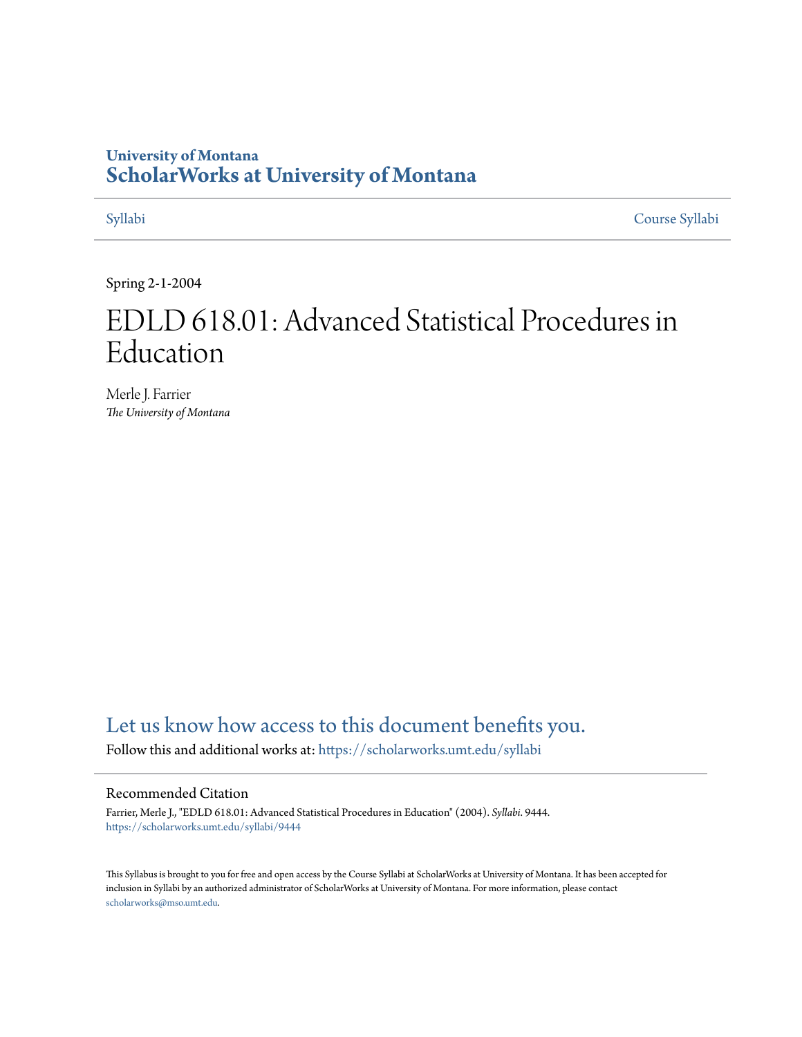University of Montana
# ScholarWorks at University of Montana

Syllabi | Course Syllabi

Spring 2-1-2004

# EDLD 618.01: Advanced Statistical Procedures in Education

Merle J. Farrier
*The University of Montana*

Let us know how access to this document benefits you.

Follow this and additional works at: https://scholarworks.umt.edu/syllabi

## Recommended Citation

Farrier, Merle J., "EDLD 618.01: Advanced Statistical Procedures in Education" (2004). *Syllabi*. 9444.
https://scholarworks.umt.edu/syllabi/9444

This Syllabus is brought to you for free and open access by the Course Syllabi at ScholarWorks at University of Montana. It has been accepted for inclusion in Syllabi by an authorized administrator of ScholarWorks at University of Montana. For more information, please contact scholarworks@mso.umt.edu.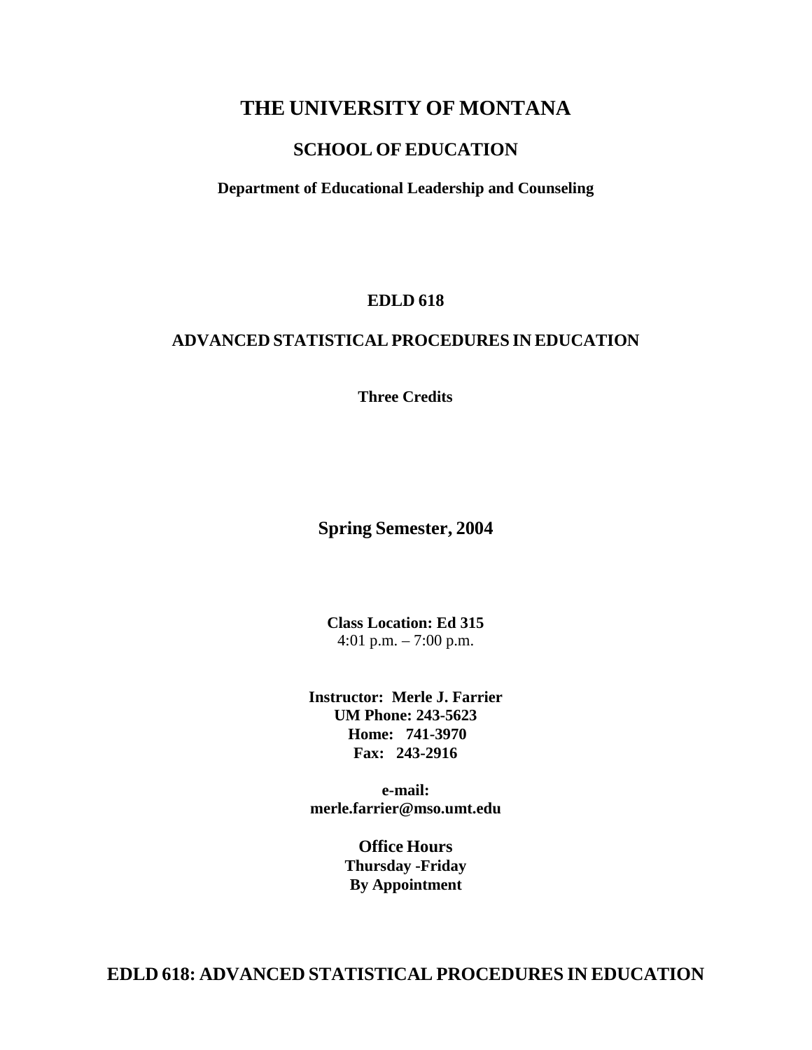# THE UNIVERSITY OF MONTANA

## SCHOOL OF EDUCATION

**Department of Educational Leadership and Counseling**

**EDLD 618**

**ADVANCED STATISTICAL PROCEDURES IN EDUCATION**

**Three Credits**

**Spring Semester, 2004**

**Class Location: Ed 315**
4:01 p.m. – 7:00 p.m.

**Instructor: Merle J. Farrier**
**UM Phone: 243-5623**
**Home: 741-3970**
**Fax: 243-2916**

**e-mail:**
**merle.farrier@mso.umt.edu**

**Office Hours**
**Thursday -Friday**
**By Appointment**

## EDLD 618: ADVANCED STATISTICAL PROCEDURES IN EDUCATION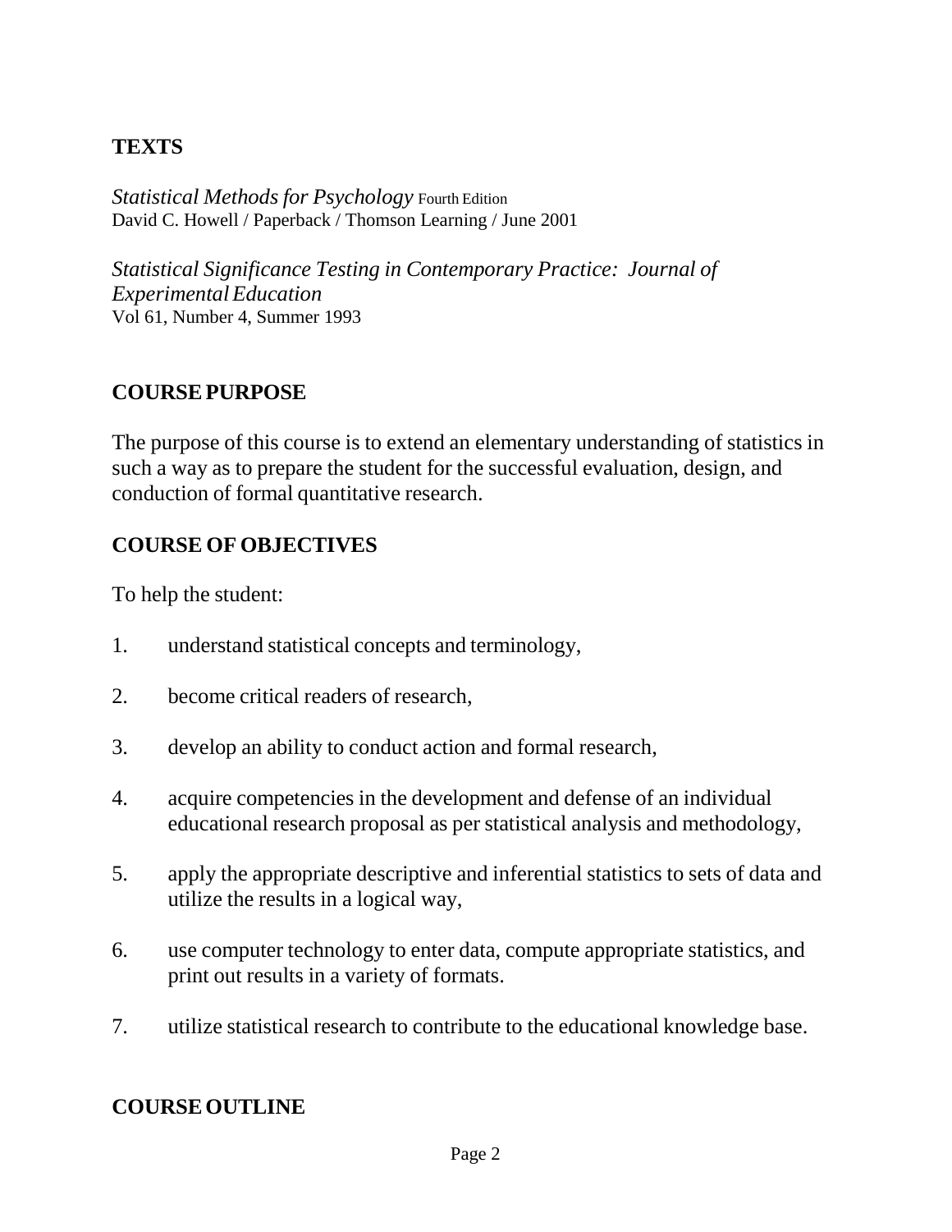## TEXTS

*Statistical Methods for Psychology* Fourth Edition
David C. Howell / Paperback / Thomson Learning / June 2001

*Statistical Significance Testing in Contemporary Practice: Journal of Experimental Education*
Vol 61, Number 4, Summer 1993

## COURSE PURPOSE

The purpose of this course is to extend an elementary understanding of statistics in such a way as to prepare the student for the successful evaluation, design, and conduction of formal quantitative research.

## COURSE OF OBJECTIVES

To help the student:

1. understand statistical concepts and terminology,
2. become critical readers of research,
3. develop an ability to conduct action and formal research,
4. acquire competencies in the development and defense of an individual educational research proposal as per statistical analysis and methodology,
5. apply the appropriate descriptive and inferential statistics to sets of data and utilize the results in a logical way,
6. use computer technology to enter data, compute appropriate statistics, and print out results in a variety of formats.
7. utilize statistical research to contribute to the educational knowledge base.

## COURSE OUTLINE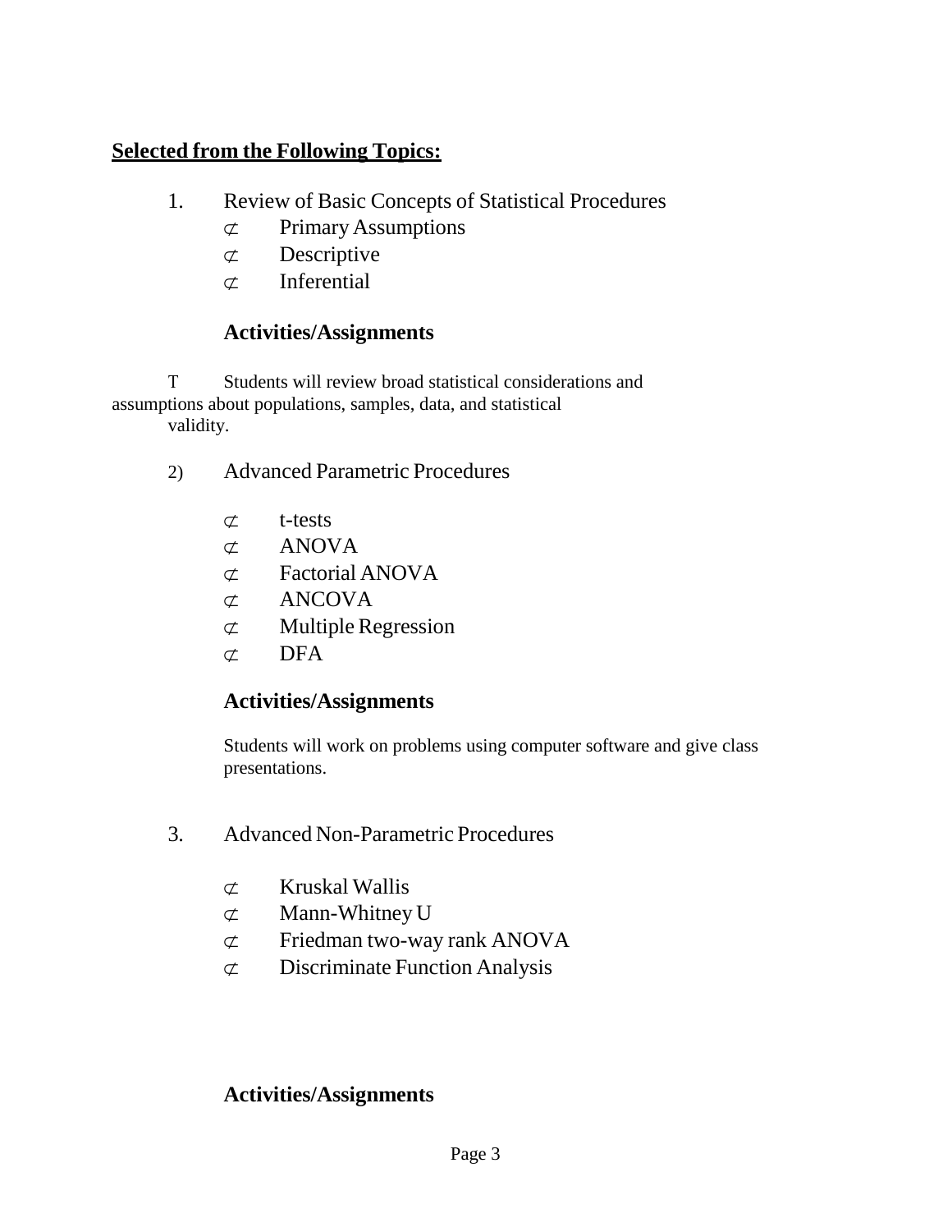**Selected from the Following Topics:**

1. Review of Basic Concepts of Statistical Procedures
   - Primary Assumptions
   - Descriptive
   - Inferential

   **Activities/Assignments**

   T Students will review broad statistical considerations and assumptions about populations, samples, data, and statistical validity.

2) Advanced Parametric Procedures

   - t-tests
   - ANOVA
   - Factorial ANOVA
   - ANCOVA
   - Multiple Regression
   - DFA

   **Activities/Assignments**

   Students will work on problems using computer software and give class presentations.

3. Advanced Non-Parametric Procedures

   - Kruskal Wallis
   - Mann-Whitney U
   - Friedman two-way rank ANOVA
   - Discriminate Function Analysis

   **Activities/Assignments**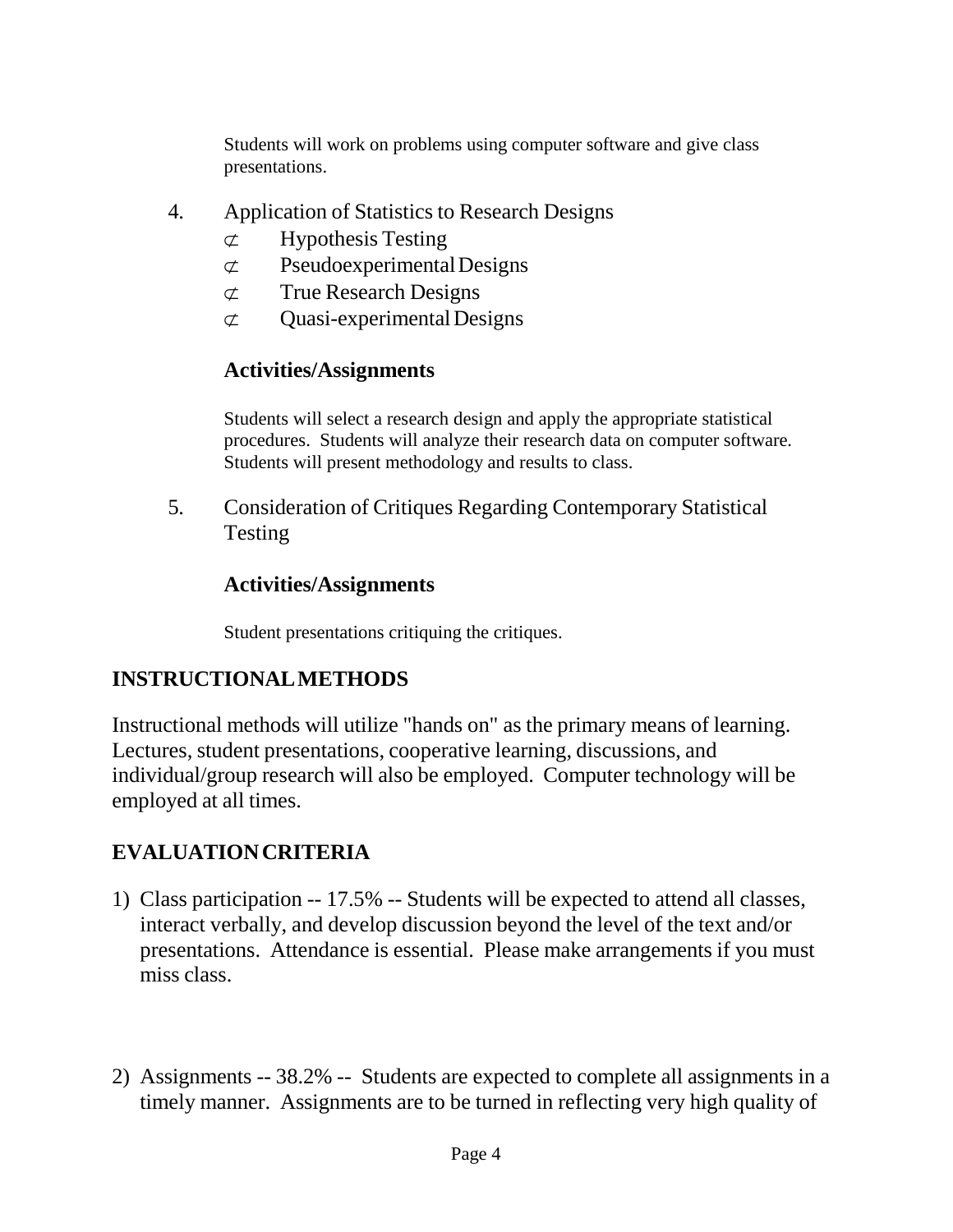Students will work on problems using computer software and give class presentations.

4. Application of Statistics to Research Designs
   - Hypothesis Testing
   - Pseudoexperimental Designs
   - True Research Designs
   - Quasi-experimental Designs

   **Activities/Assignments**

   Students will select a research design and apply the appropriate statistical procedures. Students will analyze their research data on computer software. Students will present methodology and results to class.

5. Consideration of Critiques Regarding Contemporary Statistical Testing

   **Activities/Assignments**

   Student presentations critiquing the critiques.

## INSTRUCTIONAL METHODS

Instructional methods will utilize "hands on" as the primary means of learning. Lectures, student presentations, cooperative learning, discussions, and individual/group research will also be employed. Computer technology will be employed at all times.

## EVALUATION CRITERIA

1) Class participation -- 17.5% -- Students will be expected to attend all classes, interact verbally, and develop discussion beyond the level of the text and/or presentations. Attendance is essential. Please make arrangements if you must miss class.

2) Assignments -- 38.2% -- Students are expected to complete all assignments in a timely manner. Assignments are to be turned in reflecting very high quality of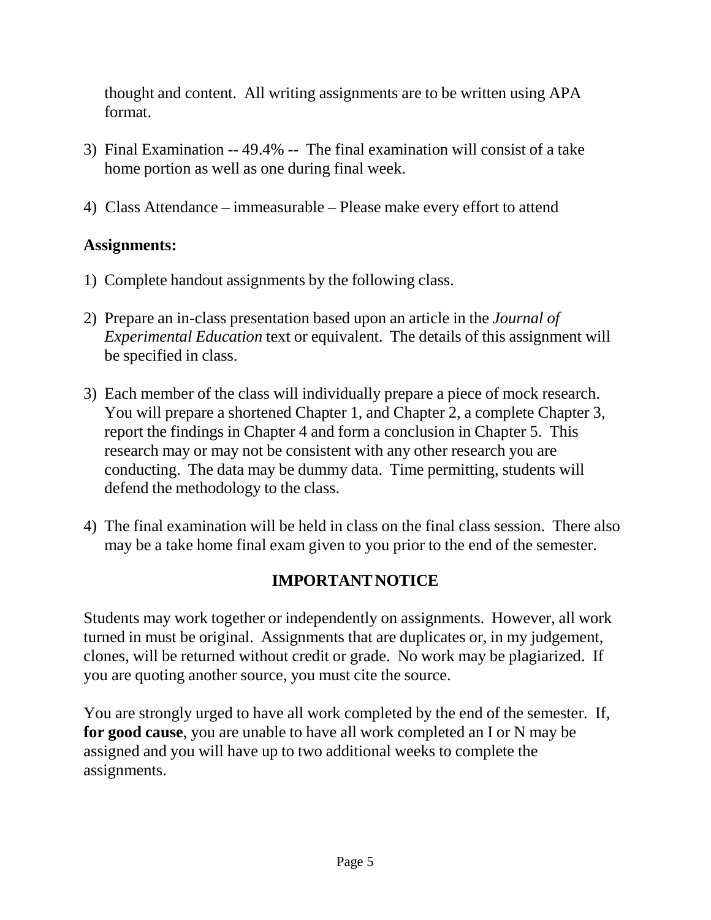thought and content. All writing assignments are to be written using APA format.

3) Final Examination -- 49.4% -- The final examination will consist of a take home portion as well as one during final week.

4) Class Attendance – immeasurable – Please make every effort to attend

**Assignments:**

1) Complete handout assignments by the following class.

2) Prepare an in-class presentation based upon an article in the *Journal of Experimental Education* text or equivalent. The details of this assignment will be specified in class.

3) Each member of the class will individually prepare a piece of mock research. You will prepare a shortened Chapter 1, and Chapter 2, a complete Chapter 3, report the findings in Chapter 4 and form a conclusion in Chapter 5. This research may or may not be consistent with any other research you are conducting. The data may be dummy data. Time permitting, students will defend the methodology to the class.

4) The final examination will be held in class on the final class session. There also may be a take home final exam given to you prior to the end of the semester.

## IMPORTANT NOTICE

Students may work together or independently on assignments. However, all work turned in must be original. Assignments that are duplicates or, in my judgement, clones, will be returned without credit or grade. No work may be plagiarized. If you are quoting another source, you must cite the source.

You are strongly urged to have all work completed by the end of the semester. If, **for good cause**, you are unable to have all work completed an I or N may be assigned and you will have up to two additional weeks to complete the assignments.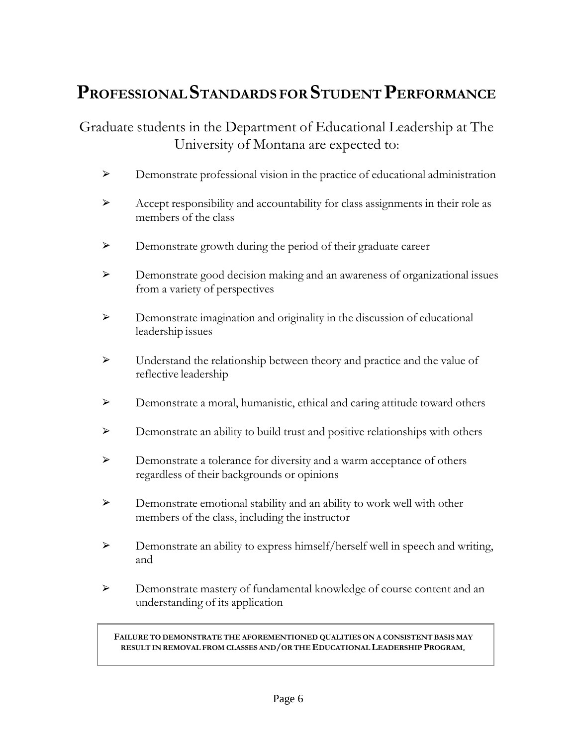# PROFESSIONAL STANDARDS FOR STUDENT PERFORMANCE

Graduate students in the Department of Educational Leadership at The University of Montana are expected to:

- Demonstrate professional vision in the practice of educational administration
- Accept responsibility and accountability for class assignments in their role as members of the class
- Demonstrate growth during the period of their graduate career
- Demonstrate good decision making and an awareness of organizational issues from a variety of perspectives
- Demonstrate imagination and originality in the discussion of educational leadership issues
- Understand the relationship between theory and practice and the value of reflective leadership
- Demonstrate a moral, humanistic, ethical and caring attitude toward others
- Demonstrate an ability to build trust and positive relationships with others
- Demonstrate a tolerance for diversity and a warm acceptance of others regardless of their backgrounds or opinions
- Demonstrate emotional stability and an ability to work well with other members of the class, including the instructor
- Demonstrate an ability to express himself/herself well in speech and writing, and
- Demonstrate mastery of fundamental knowledge of course content and an understanding of its application

**FAILURE TO DEMONSTRATE THE AFOREMENTIONED QUALITIES ON A CONSISTENT BASIS MAY RESULT IN REMOVAL FROM CLASSES AND/OR THE EDUCATIONAL LEADERSHIP PROGRAM.**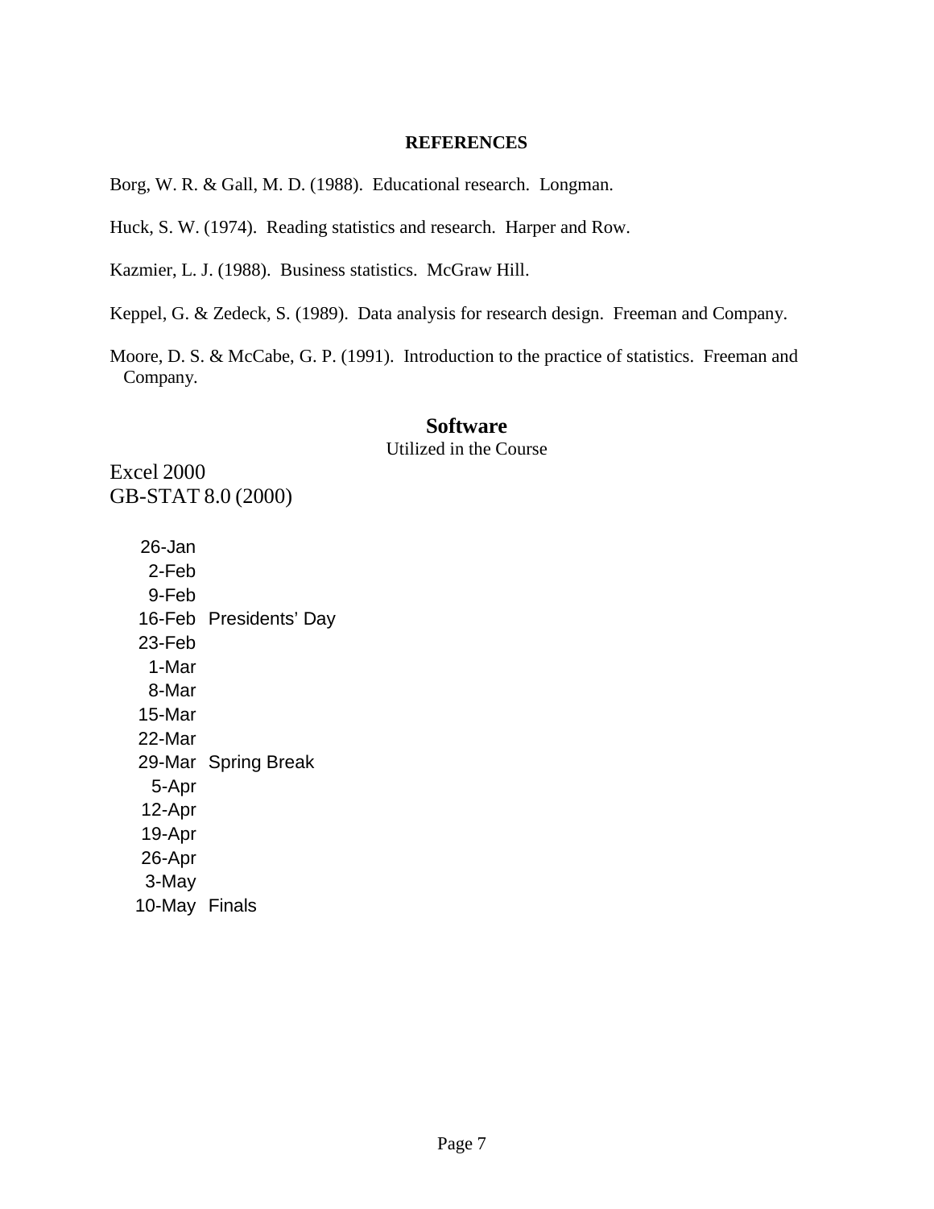## REFERENCES

Borg, W. R. & Gall, M. D. (1988). Educational research. Longman.

Huck, S. W. (1974). Reading statistics and research. Harper and Row.

Kazmier, L. J. (1988). Business statistics. McGraw Hill.

Keppel, G. & Zedeck, S. (1989). Data analysis for research design. Freeman and Company.

Moore, D. S. & McCabe, G. P. (1991). Introduction to the practice of statistics. Freeman and Company.

## Software

Utilized in the Course

Excel 2000
GB-STAT 8.0 (2000)

| | |
|---|---|
| 26-Jan | |
| 2-Feb | |
| 9-Feb | |
| 16-Feb | Presidents' Day |
| 23-Feb | |
| 1-Mar | |
| 8-Mar | |
| 15-Mar | |
| 22-Mar | |
| 29-Mar | Spring Break |
| 5-Apr | |
| 12-Apr | |
| 19-Apr | |
| 26-Apr | |
| 3-May | |
| 10-May | Finals |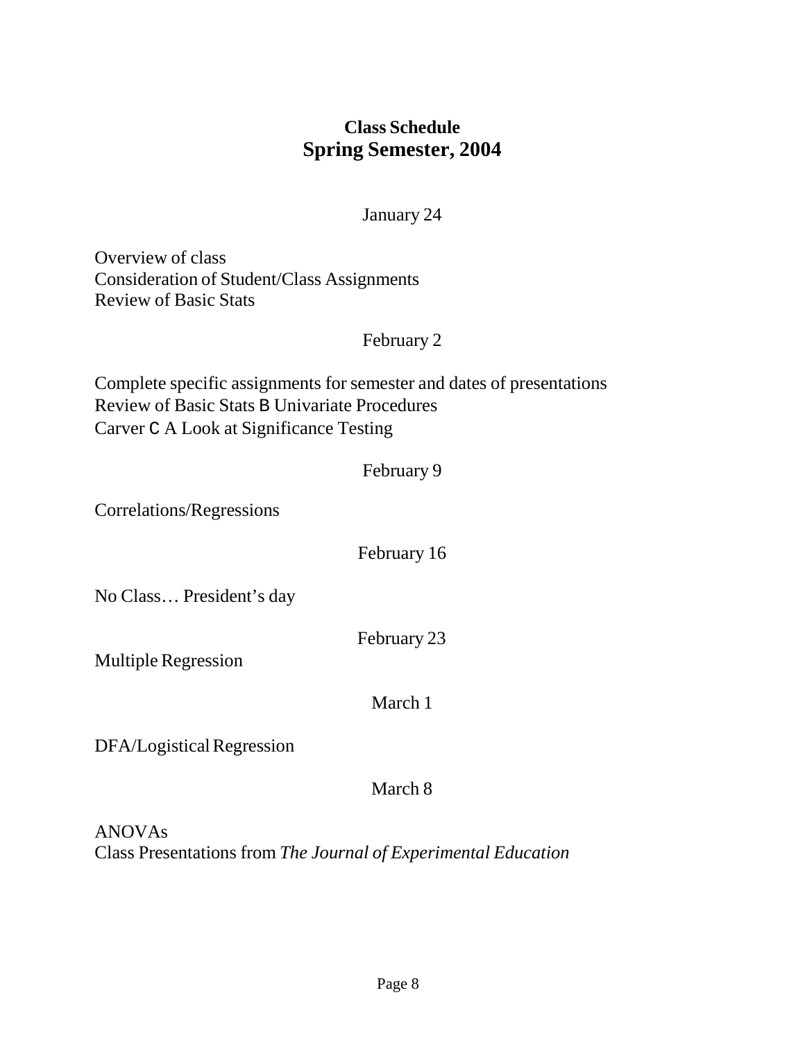## Class Schedule
## Spring Semester, 2004

January 24

Overview of class
Consideration of Student/Class Assignments
Review of Basic Stats

February 2

Complete specific assignments for semester and dates of presentations
Review of Basic Stats B Univariate Procedures
Carver C A Look at Significance Testing

February 9

Correlations/Regressions

February 16

No Class… President's day

February 23

Multiple Regression

March 1

DFA/Logistical Regression

March 8

ANOVAs
Class Presentations from *The Journal of Experimental Education*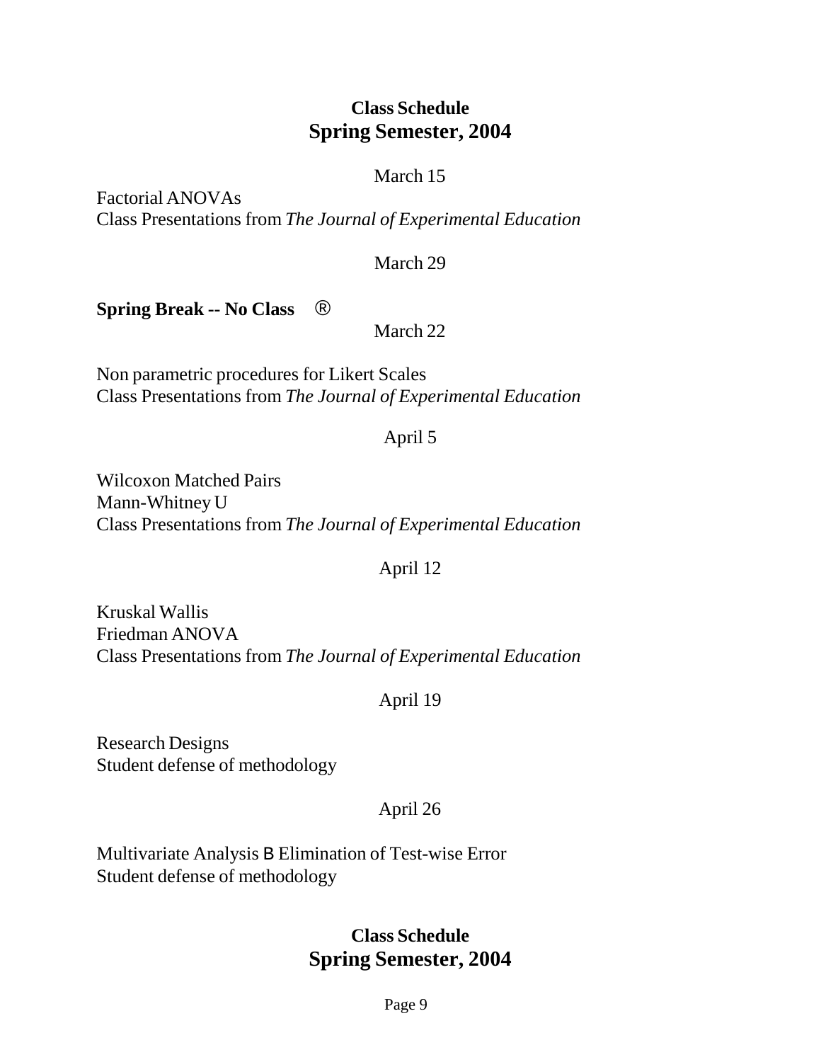**Class Schedule**
**Spring Semester, 2004**

March 15

Factorial ANOVAs
Class Presentations from *The Journal of Experimental Education*

March 29

**Spring Break -- No Class** ®

March 22

Non parametric procedures for Likert Scales
Class Presentations from *The Journal of Experimental Education*

April 5

Wilcoxon Matched Pairs
Mann-Whitney U
Class Presentations from *The Journal of Experimental Education*

April 12

Kruskal Wallis
Friedman ANOVA
Class Presentations from *The Journal of Experimental Education*

April 19

Research Designs
Student defense of methodology

April 26

Multivariate Analysis B Elimination of Test-wise Error
Student defense of methodology

**Class Schedule**
**Spring Semester, 2004**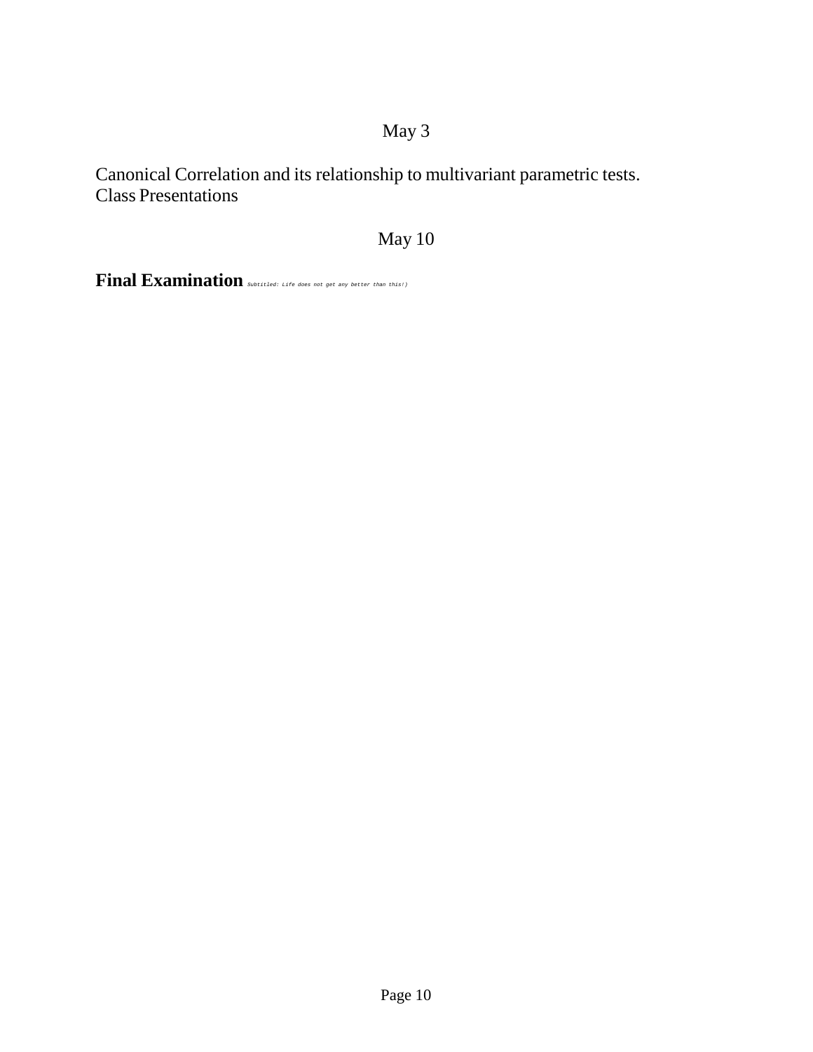May 3

Canonical Correlation and its relationship to multivariant parametric tests.
Class Presentations

May 10

**Final Examination** *Subtitled: Life does not get any better than this!)*